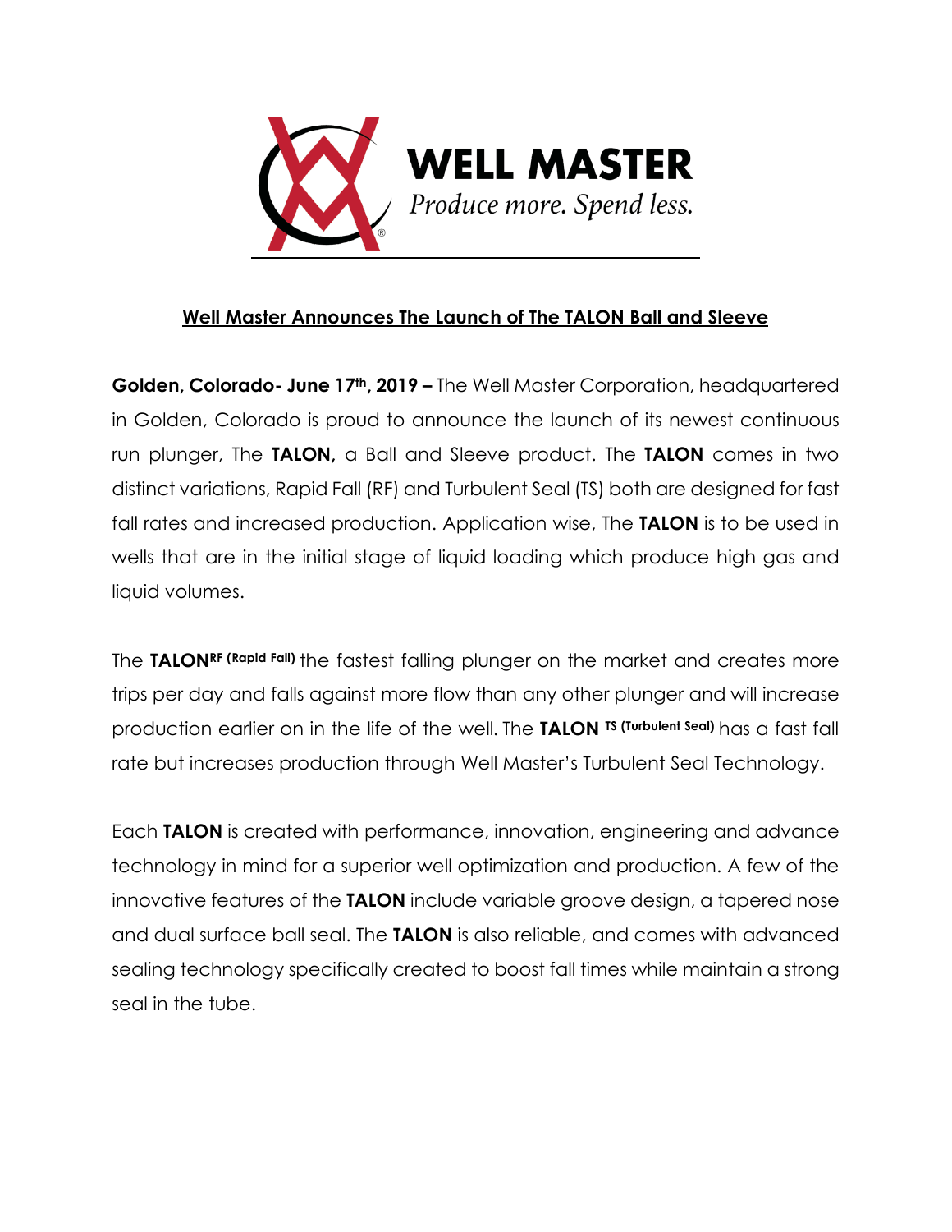**WELL MASTER**

*Produce more. Spend less.*

## Well Master Announces The Launch of The TALON Ball and Sleeve

**Golden, Colorado- June 17th, 2019 –** The Well Master Corporation, headquartered in Golden, Colorado is proud to announce the launch of its newest continuous run plunger, The **TALON,** a Ball and Sleeve product. The **TALON** comes in two distinct variations, Rapid Fall (RF) and Turbulent Seal (TS) both are designed for fast fall rates and increased production. Application wise, The **TALON** is to be used in wells that are in the initial stage of liquid loading which produce high gas and liquid volumes.

The **TALON RF (Rapid Fall)** the fastest falling plunger on the market and creates more trips per day and falls against more flow than any other plunger and will increase production earlier on in the life of the well. The **TALON TS (Turbulent Seal)** has a fast fall rate but increases production through Well Master's Turbulent Seal Technology.

Each **TALON** is created with performance, innovation, engineering and advance technology in mind for a superior well optimization and production. A few of the innovative features of the **TALON** include variable groove design, a tapered nose and dual surface ball seal. The **TALON** is also reliable, and comes with advanced sealing technology specifically created to boost fall times while maintain a strong seal in the tube.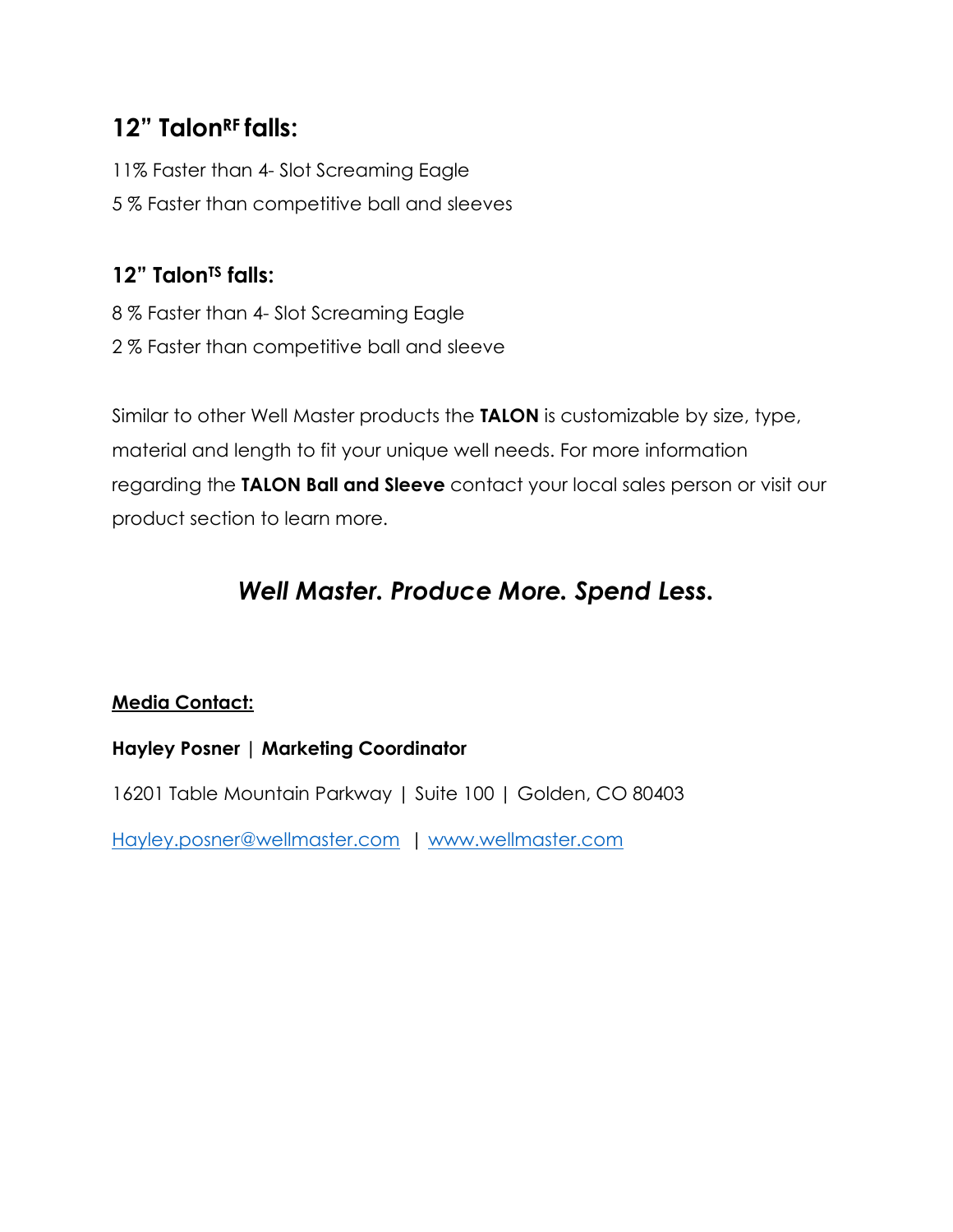## 12” Talon$^{RF}$ falls:

11% Faster than 4- Slot Screaming Eagle

5 % Faster than competitive ball and sleeves

## 12” Talon$^{TS}$ falls:

8 % Faster than 4- Slot Screaming Eagle

2 % Faster than competitive ball and sleeve

Similar to other Well Master products the **TALON** is customizable by size, type, material and length to fit your unique well needs. For more information regarding the **TALON Ball and Sleeve** contact your local sales person or visit our product section to learn more.

### *Well Master. Produce More. Spend Less.*

**Media Contact:**

**Hayley Posner | Marketing Coordinator**

16201 Table Mountain Parkway | Suite 100 | Golden, CO 80403

Hayley.posner@wellmaster.com | www.wellmaster.com